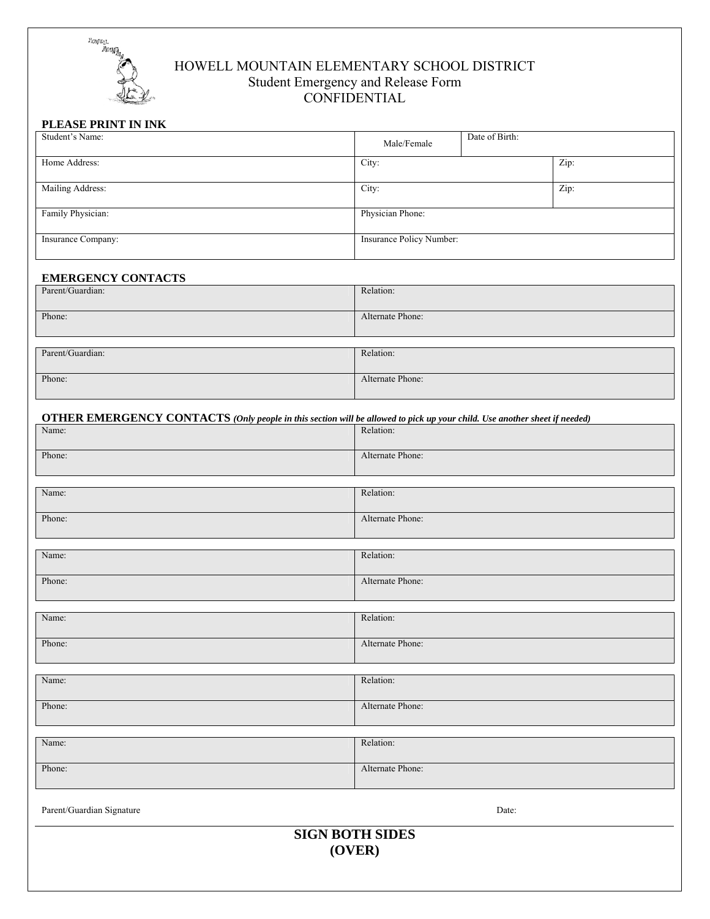# HOWELL MOUNTAIN ELEMENTARY SCHOOL DISTRICT

Student Emergency and Release Form

CONFIDENTIAL

**PLEASE PRINT IN INK**

| Student's Name: | Male/Female | Date of Birth: | |
|---|---|---|---|
| Home Address: | City: | | Zip: |
| Mailing Address: | City: | | Zip: |
| Family Physician: | Physician Phone: | | |
| Insurance Company: | Insurance Policy Number: | | |

**EMERGENCY CONTACTS**

| Parent/Guardian: | Relation: |
|---|---|
| Phone: | Alternate Phone: |

| Parent/Guardian: | Relation: |
|---|---|
| Phone: | Alternate Phone: |

**OTHER EMERGENCY CONTACTS** ***(Only people in this section will be allowed to pick up your child. Use another sheet if needed)***

| Name: | Relation: |
|---|---|
| Phone: | Alternate Phone: |

| Name: | Relation: |
|---|---|
| Phone: | Alternate Phone: |

| Name: | Relation: |
|---|---|
| Phone: | Alternate Phone: |

| Name: | Relation: |
|---|---|
| Phone: | Alternate Phone: |

| Name: | Relation: |
|---|---|
| Phone: | Alternate Phone: |

| Name: | Relation: |
|---|---|
| Phone: | Alternate Phone: |

Parent/Guardian Signature Date:

**SIGN BOTH SIDES**

**(OVER)**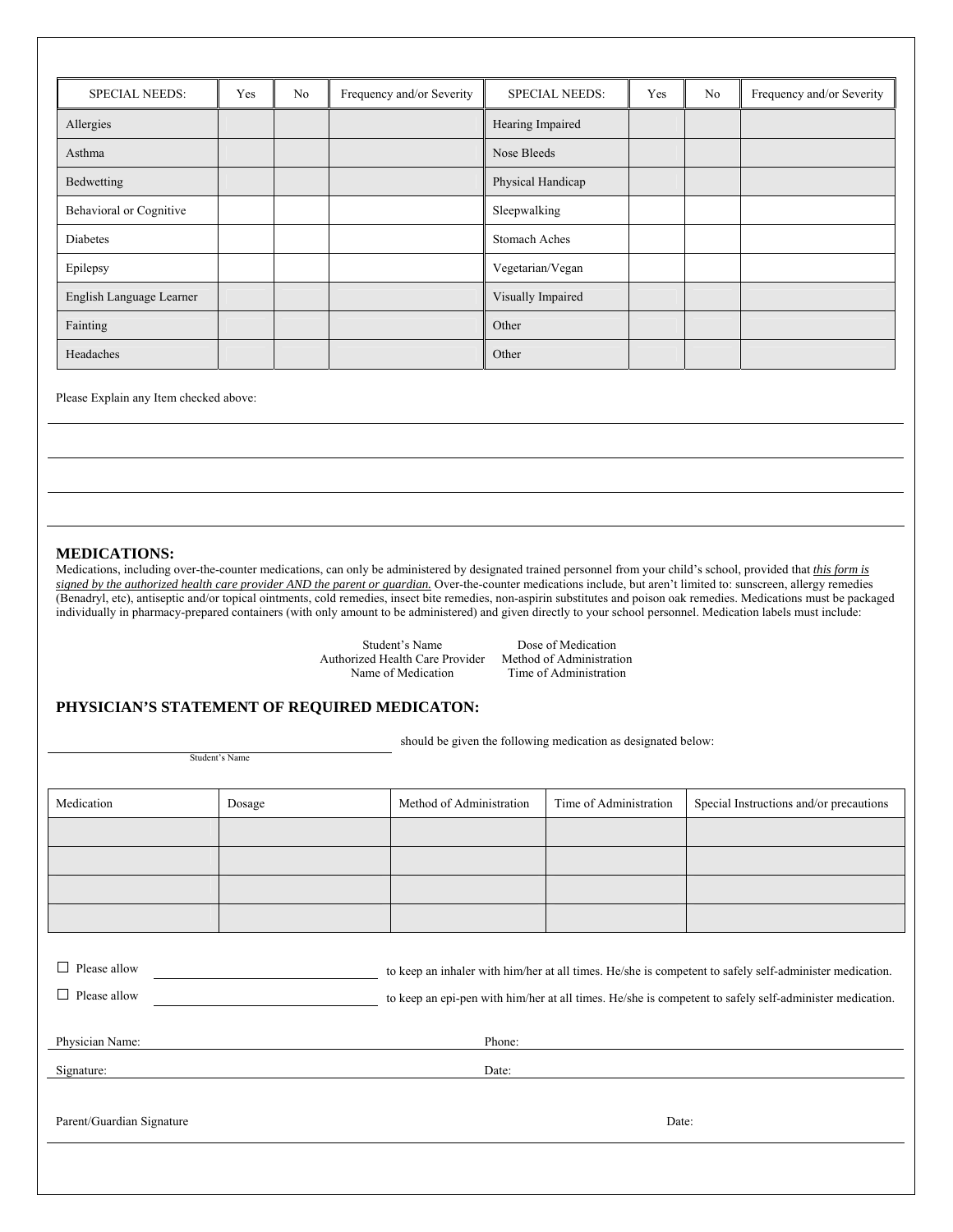| SPECIAL NEEDS: | Yes | No | Frequency and/or Severity | SPECIAL NEEDS: | Yes | No | Frequency and/or Severity |
|---|---|---|---|---|---|---|---|
| Allergies | | | | Hearing Impaired | | | |
| Asthma | | | | Nose Bleeds | | | |
| Bedwetting | | | | Physical Handicap | | | |
| Behavioral or Cognitive | | | | Sleepwalking | | | |
| Diabetes | | | | Stomach Aches | | | |
| Epilepsy | | | | Vegetarian/Vegan | | | |
| English Language Learner | | | | Visually Impaired | | | |
| Fainting | | | | Other | | | |
| Headaches | | | | Other | | | |

Please Explain any Item checked above:

______________________________________________________________________

______________________________________________________________________

______________________________________________________________________

______________________________________________________________________

## MEDICATIONS:

Medications, including over-the-counter medications, can only be administered by designated trained personnel from your child's school, provided that ***this form is signed by the authorized health care provider AND the parent or guardian.*** Over-the-counter medications include, but aren't limited to: sunscreen, allergy remedies (Benadryl, etc), antiseptic and/or topical ointments, cold remedies, insect bite remedies, non-aspirin substitutes and poison oak remedies. Medications must be packaged individually in pharmacy-prepared containers (with only amount to be administered) and given directly to your school personnel. Medication labels must include:

Student's Name — Dose of Medication
Authorized Health Care Provider — Method of Administration
Name of Medication — Time of Administration

## PHYSICIAN'S STATEMENT OF REQUIRED MEDICATON:

______________________________ should be given the following medication as designated below:
Student's Name

| Medication | Dosage | Method of Administration | Time of Administration | Special Instructions and/or precautions |
|---|---|---|---|---|
| | | | | |
| | | | | |
| | | | | |
| | | | | |

☐ Please allow ______________________ to keep an inhaler with him/her at all times. He/she is competent to safely self-administer medication.

☐ Please allow ______________________ to keep an epi-pen with him/her at all times. He/she is competent to safely self-administer medication.

Physician Name: ______________________ Phone: ______________________

Signature: ______________________ Date: ______________________

Parent/Guardian Signature ______________________ Date: ______________________